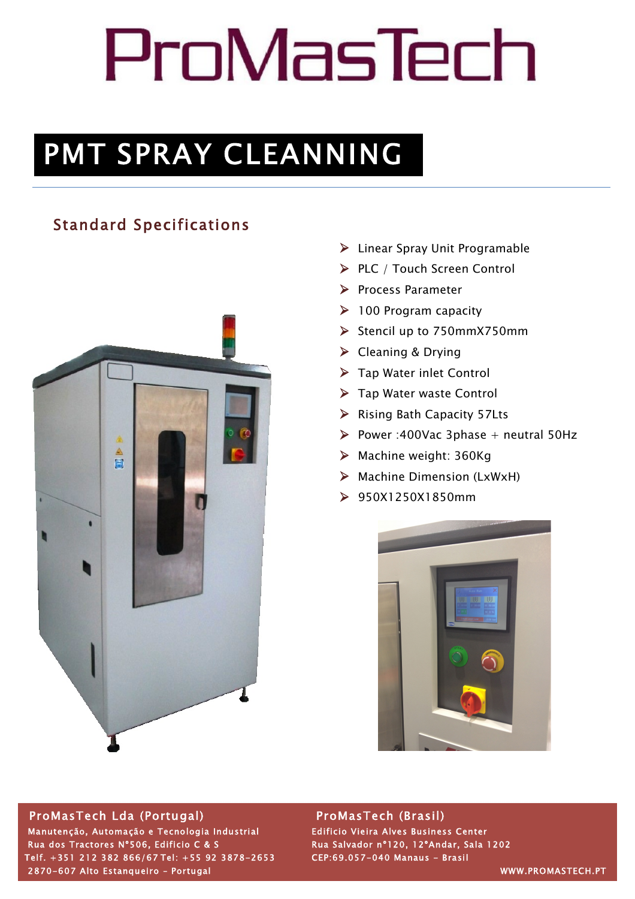# ProMasTech

## PMT SPRAY CLEANNING

### Standard Specifications

- Linear Spray Unit Programable
- PLC / Touch Screen Control
- Process Parameter
- 100 Program capacity
- Stencil up to 750mmX750mm
- Cleaning & Drying
- Tap Water inlet Control
- Tap Water waste Control
- Rising Bath Capacity 57Lts
- Power :400Vac 3phase + neutral 50Hz
- Machine weight: 360Kg
- Machine Dimension (LxWxH)
- 950X1250X1850mm

**ProMasTech Lda (Portugal)**
Manutenção, Automação e Tecnologia Industrial
Rua dos Tractores N°506, Edificio C & S
Telf. +351 212 382 866/67 Tel: +55 92 3878-2653
2870-607 Alto Estanqueiro - Portugal

**ProMasTech (Brasil)**
Edificio Vieira Alves Business Center
Rua Salvador nº120, 12ºAndar, Sala 1202
CEP:69.057-040 Manaus - Brasil

WWW.PROMASTECH.PT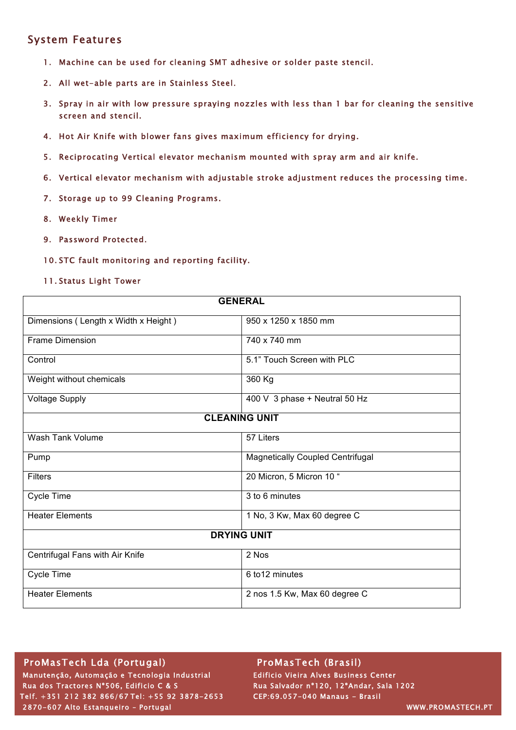## System Features

1. Machine can be used for cleaning SMT adhesive or solder paste stencil.
2. All wet-able parts are in Stainless Steel.
3. Spray in air with low pressure spraying nozzles with less than 1 bar for cleaning the sensitive screen and stencil.
4. Hot Air Knife with blower fans gives maximum efficiency for drying.
5. Reciprocating Vertical elevator mechanism mounted with spray arm and air knife.
6. Vertical elevator mechanism with adjustable stroke adjustment reduces the processing time.
7. Storage up to 99 Cleaning Programs.
8. Weekly Timer
9. Password Protected.
10. STC fault monitoring and reporting facility.
11. Status Light Tower

| GENERAL | |
|---|---|
| Dimensions ( Length x Width x Height ) | 950 x 1250 x 1850 mm |
| Frame Dimension | 740 x 740 mm |
| Control | 5.1" Touch Screen with PLC |
| Weight without chemicals | 360 Kg |
| Voltage Supply | 400 V 3 phase + Neutral 50 Hz |
| **CLEANING UNIT** | |
| Wash Tank Volume | 57 Liters |
| Pump | Magnetically Coupled Centrifugal |
| Filters | 20 Micron, 5 Micron 10 " |
| Cycle Time | 3 to 6 minutes |
| Heater Elements | 1 No, 3 Kw, Max 60 degree C |
| **DRYING UNIT** | |
| Centrifugal Fans with Air Knife | 2 Nos |
| Cycle Time | 6 to12 minutes |
| Heater Elements | 2 nos 1.5 Kw, Max 60 degree C |

**ProMasTech Lda (Portugal)**
Manutenção, Automação e Tecnologia Industrial
Rua dos Tractores Nº506, Edifício C & S
Telf. +351 212 382 866/67 Tel: +55 92 3878-2653
2870-607 Alto Estanqueiro - Portugal

**ProMasTech (Brasil)**
Edifício Vieira Alves Business Center
Rua Salvador nº120, 12ºAndar, Sala 1202
CEP:69.057-040 Manaus - Brasil

WWW.PROMASTECH.PT